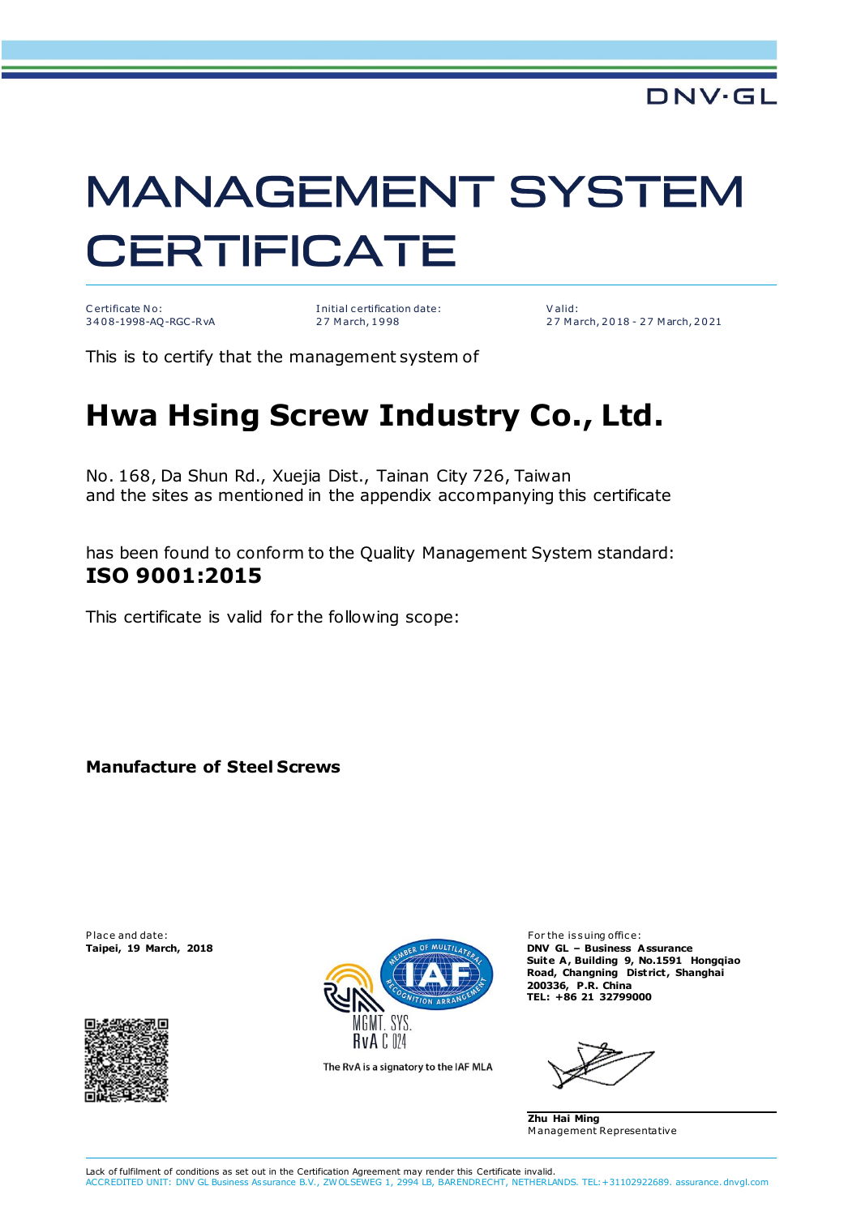DNV·GL

# MANAGEMENT SYSTEM CERTIFICATE

| Certificate No: | Initial certification date: | Valid: |
|---|---|---|
| 3408-1998-AQ-RGC-RvA | 27 March, 1998 | 27 March, 2018 - 27 March, 2021 |

This is to certify that the management system of

## Hwa Hsing Screw Industry Co., Ltd.

No. 168, Da Shun Rd., Xuejia Dist., Tainan City 726, Taiwan
and the sites as mentioned in the appendix accompanying this certificate

has been found to conform to the Quality Management System standard:
**ISO 9001:2015**

This certificate is valid for the following scope:

**Manufacture of Steel Screws**

Place and date:
**Taipei, 19 March, 2018**

MGMT. SYS.
RvA C 024

The RvA is a signatory to the IAF MLA

For the issuing office:
**DNV GL – Business Assurance**
**Suite A, Building 9, No.1591 Hongqiao Road, Changning District, Shanghai 200336, P.R. China**
**TEL: +86 21 32799000**

**Zhu Hai Ming**
Management Representative

Lack of fulfilment of conditions as set out in the Certification Agreement may render this Certificate invalid.
ACCREDITED UNIT: DNV GL Business Assurance B.V., ZWOLSEWEG 1, 2994 LB, BARENDRECHT, NETHERLANDS. TEL:+31102922689. assurance.dnvgl.com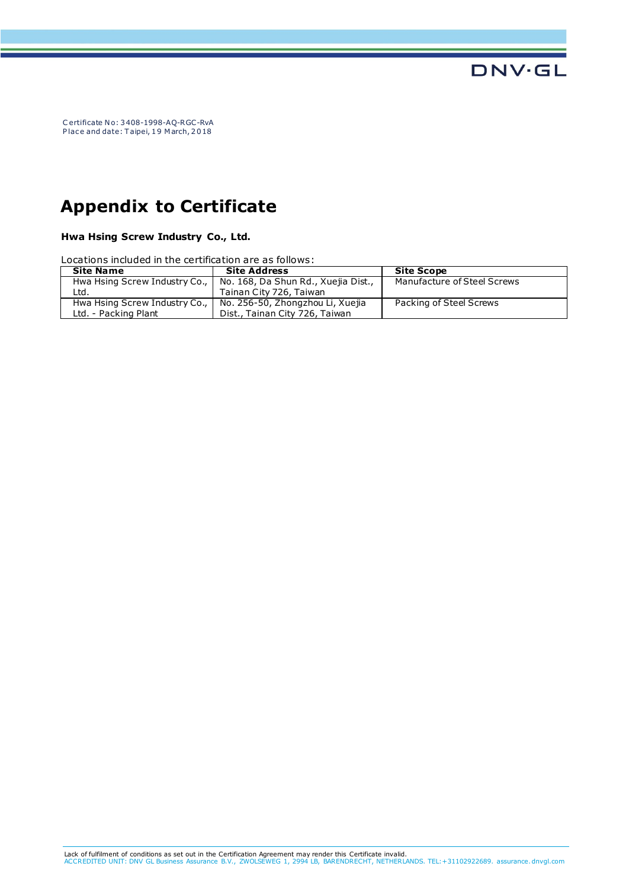Certificate No: 3408-1998-AQ-RGC-RvA
Place and date: Taipei, 19 March, 2018

# Appendix to Certificate

**Hwa Hsing Screw Industry Co., Ltd.**

Locations included in the certification are as follows:

| Site Name | Site Address | Site Scope |
|---|---|---|
| Hwa Hsing Screw Industry Co., Ltd. | No. 168, Da Shun Rd., Xuejia Dist., Tainan City 726, Taiwan | Manufacture of Steel Screws |
| Hwa Hsing Screw Industry Co., Ltd. - Packing Plant | No. 256-50, Zhongzhou Li, Xuejia Dist., Tainan City 726, Taiwan | Packing of Steel Screws |

Lack of fulfilment of conditions as set out in the Certification Agreement may render this Certificate invalid.
ACCREDITED UNIT: DNV GL Business Assurance B.V., ZWOLSEWEG 1, 2994 LB, BARENDRECHT, NETHERLANDS. TEL:+31102922689. assurance.dnvgl.com